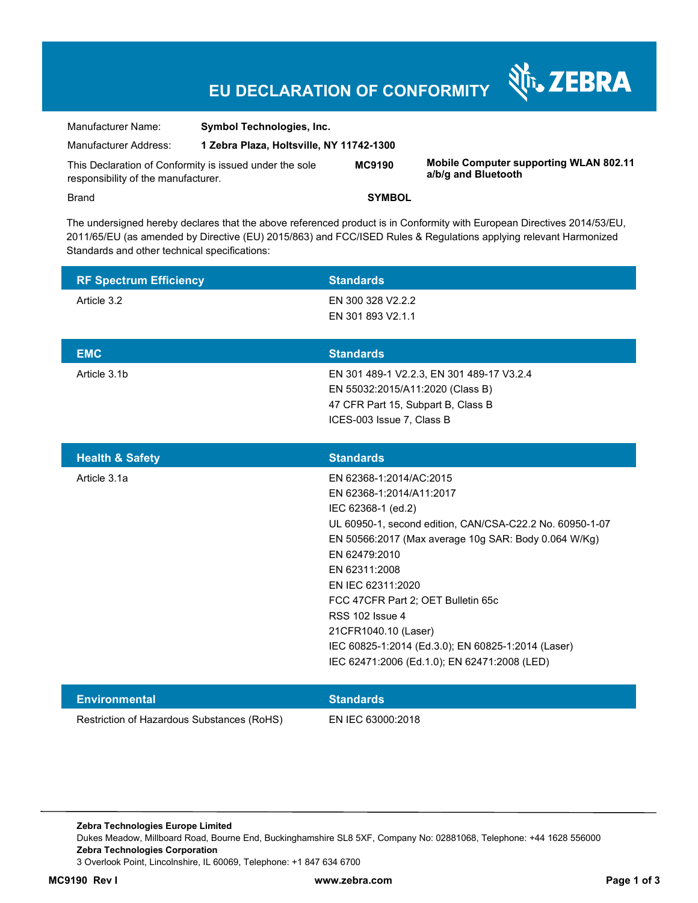# EU DECLARATION OF CONFORMITY

ZEBRA

| | | | |
|---|---|---|---|
| Manufacturer Name: | **Symbol Technologies, Inc.** | | |
| Manufacturer Address: | **1 Zebra Plaza, Holtsville, NY 11742-1300** | | |
| This Declaration of Conformity is issued under the sole responsibility of the manufacturer. | | **MC9190** | **Mobile Computer supporting WLAN 802.11 a/b/g and Bluetooth** |
| Brand | | **SYMBOL** | |

The undersigned hereby declares that the above referenced product is in Conformity with European Directives 2014/53/EU, 2011/65/EU (as amended by Directive (EU) 2015/863) and FCC/ISED Rules & Regulations applying relevant Harmonized Standards and other technical specifications:

| RF Spectrum Efficiency | Standards |
|---|---|
| Article 3.2 | EN 300 328 V2.2.2<br>EN 301 893 V2.1.1 |

| EMC | Standards |
|---|---|
| Article 3.1b | EN 301 489-1 V2.2.3, EN 301 489-17 V3.2.4<br>EN 55032:2015/A11:2020 (Class B)<br>47 CFR Part 15, Subpart B, Class B<br>ICES-003 Issue 7, Class B |

| Health & Safety | Standards |
|---|---|
| Article 3.1a | EN 62368-1:2014/AC:2015<br>EN 62368-1:2014/A11:2017<br>IEC 62368-1 (ed.2)<br>UL 60950-1, second edition, CAN/CSA-C22.2 No. 60950-1-07<br>EN 50566:2017 (Max average 10g SAR: Body 0.064 W/Kg)<br>EN 62479:2010<br>EN 62311:2008<br>EN IEC 62311:2020<br>FCC 47CFR Part 2; OET Bulletin 65c<br>RSS 102 Issue 4<br>21CFR1040.10 (Laser)<br>IEC 60825-1:2014 (Ed.3.0); EN 60825-1:2014 (Laser)<br>IEC 62471:2006 (Ed.1.0); EN 62471:2008 (LED) |

| Environmental | Standards |
|---|---|
| Restriction of Hazardous Substances (RoHS) | EN IEC 63000:2018 |

**Zebra Technologies Europe Limited**
Dukes Meadow, Millboard Road, Bourne End, Buckinghamshire SL8 5XF, Company No: 02881068, Telephone: +44 1628 556000
**Zebra Technologies Corporation**
3 Overlook Point, Lincolnshire, IL 60069, Telephone: +1 847 634 6700

**MC9190 Rev I** **www.zebra.com**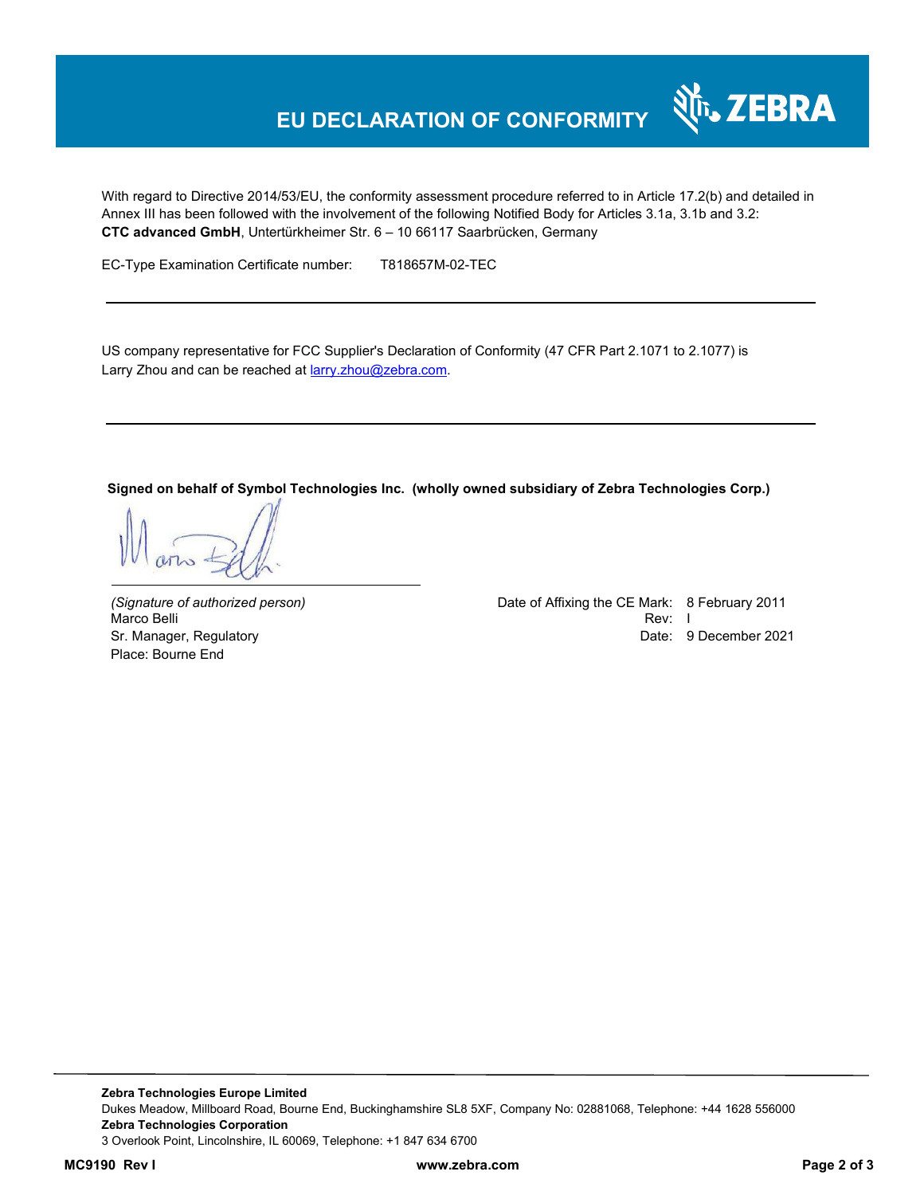# EU DECLARATION OF CONFORMITY

With regard to Directive 2014/53/EU, the conformity assessment procedure referred to in Article 17.2(b) and detailed in Annex III has been followed with the involvement of the following Notified Body for Articles 3.1a, 3.1b and 3.2:
**CTC advanced GmbH**, Untertürkheimer Str. 6 – 10 66117 Saarbrücken, Germany

EC-Type Examination Certificate number: T818657M-02-TEC

---

US company representative for FCC Supplier's Declaration of Conformity (47 CFR Part 2.1071 to 2.1077) is Larry Zhou and can be reached at larry.zhou@zebra.com.

---

**Signed on behalf of Symbol Technologies Inc. (wholly owned subsidiary of Zebra Technologies Corp.)**

*(Signature of authorized person)*
Marco Belli
Sr. Manager, Regulatory
Place: Bourne End

Date of Affixing the CE Mark: 8 February 2011
Rev: I
Date: 9 December 2021

**Zebra Technologies Europe Limited**
Dukes Meadow, Millboard Road, Bourne End, Buckinghamshire SL8 5XF, Company No: 02881068, Telephone: +44 1628 556000
**Zebra Technologies Corporation**
3 Overlook Point, Lincolnshire, IL 60069, Telephone: +1 847 634 6700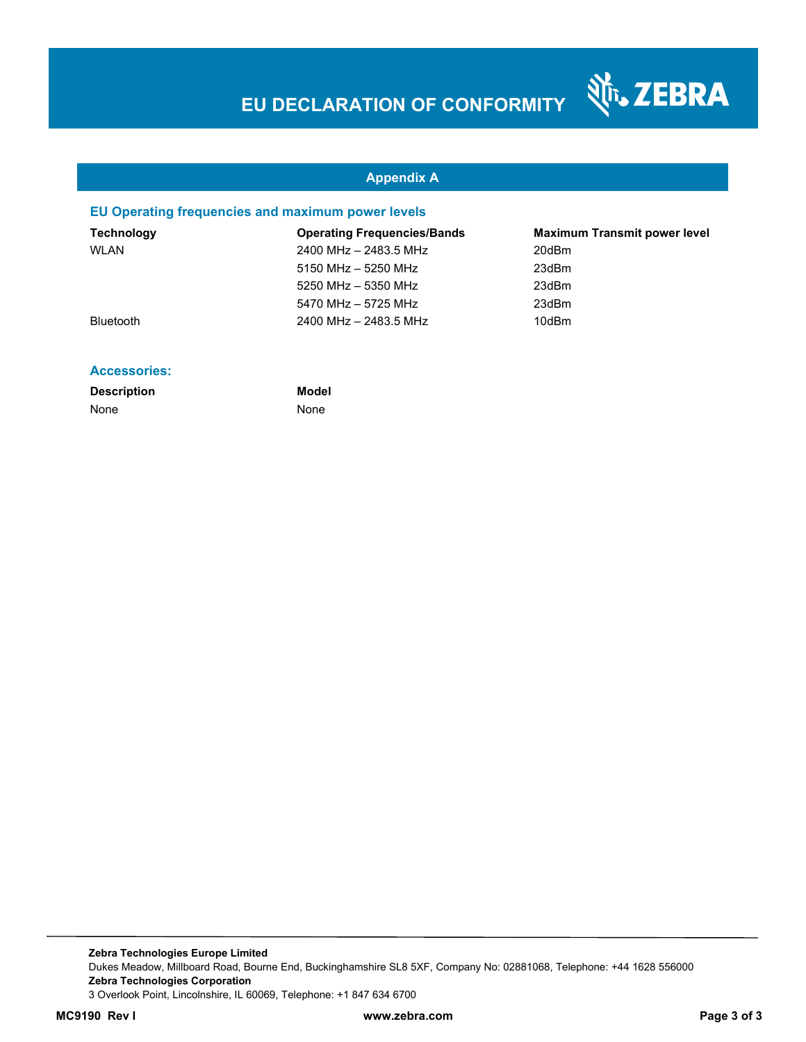# EU DECLARATION OF CONFORMITY

## Appendix A

### EU Operating frequencies and maximum power levels

| Technology | Operating Frequencies/Bands | Maximum Transmit power level |
|---|---|---|
| WLAN | 2400 MHz – 2483.5 MHz | 20dBm |
| | 5150 MHz – 5250 MHz | 23dBm |
| | 5250 MHz – 5350 MHz | 23dBm |
| | 5470 MHz – 5725 MHz | 23dBm |
| Bluetooth | 2400 MHz – 2483.5 MHz | 10dBm |

### Accessories:

| Description | Model |
|---|---|
| None | None |

**Zebra Technologies Europe Limited**
Dukes Meadow, Millboard Road, Bourne End, Buckinghamshire SL8 5XF, Company No: 02881068, Telephone: +44 1628 556000
**Zebra Technologies Corporation**
3 Overlook Point, Lincolnshire, IL 60069, Telephone: +1 847 634 6700

**MC9190 Rev I** **www.zebra.com**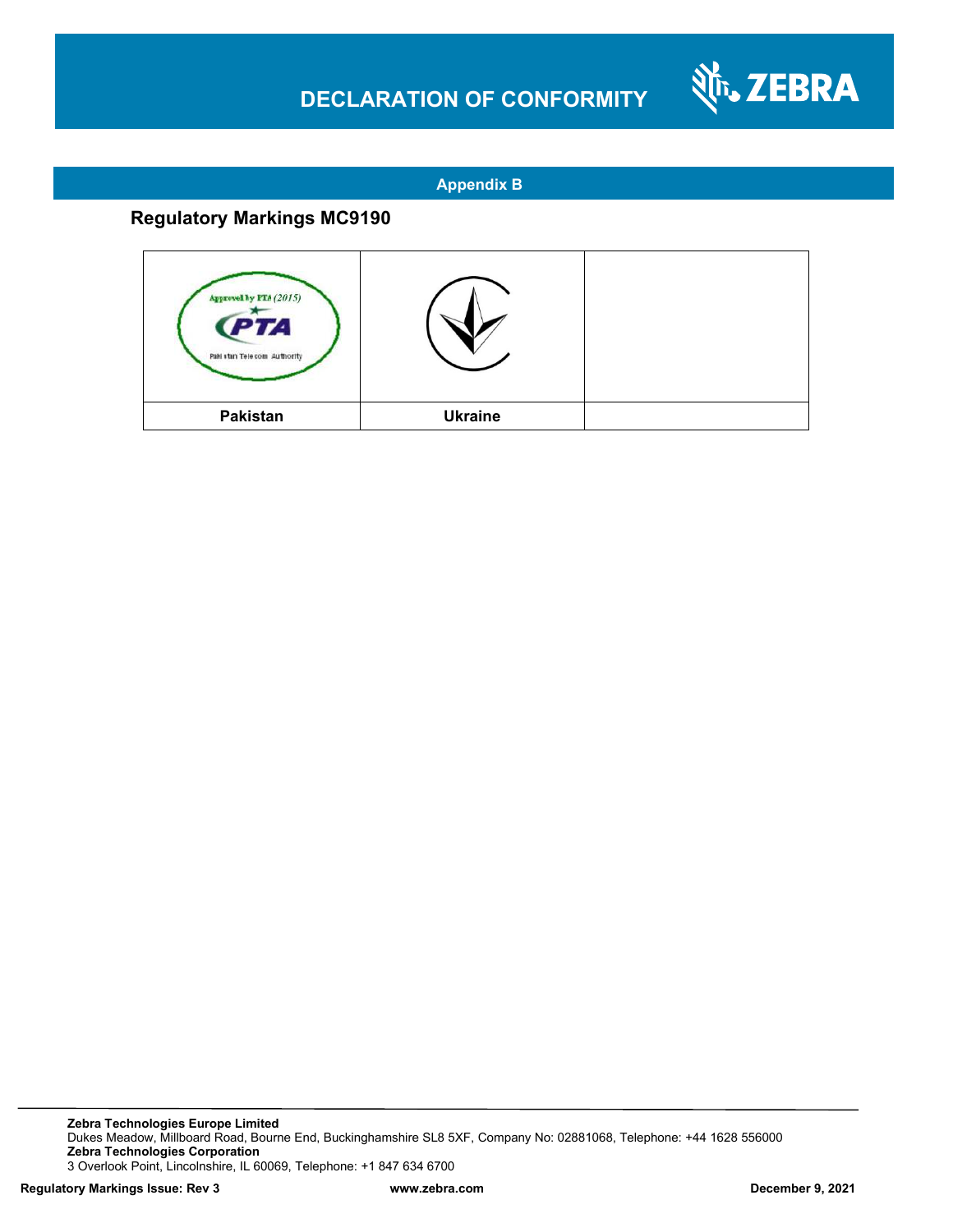# DECLARATION OF CONFORMITY

## Appendix B

### Regulatory Markings MC9190

| | | |
|---|---|---|
| Approved by PTA (2015) PTA Pakistan Telecom Authority | | |
| **Pakistan** | **Ukraine** | |

**Zebra Technologies Europe Limited**
Dukes Meadow, Millboard Road, Bourne End, Buckinghamshire SL8 5XF, Company No: 02881068, Telephone: +44 1628 556000
**Zebra Technologies Corporation**
3 Overlook Point, Lincolnshire, IL 60069, Telephone: +1 847 634 6700

**Regulatory Markings Issue: Rev 3** **www.zebra.com** **December 9, 2021**